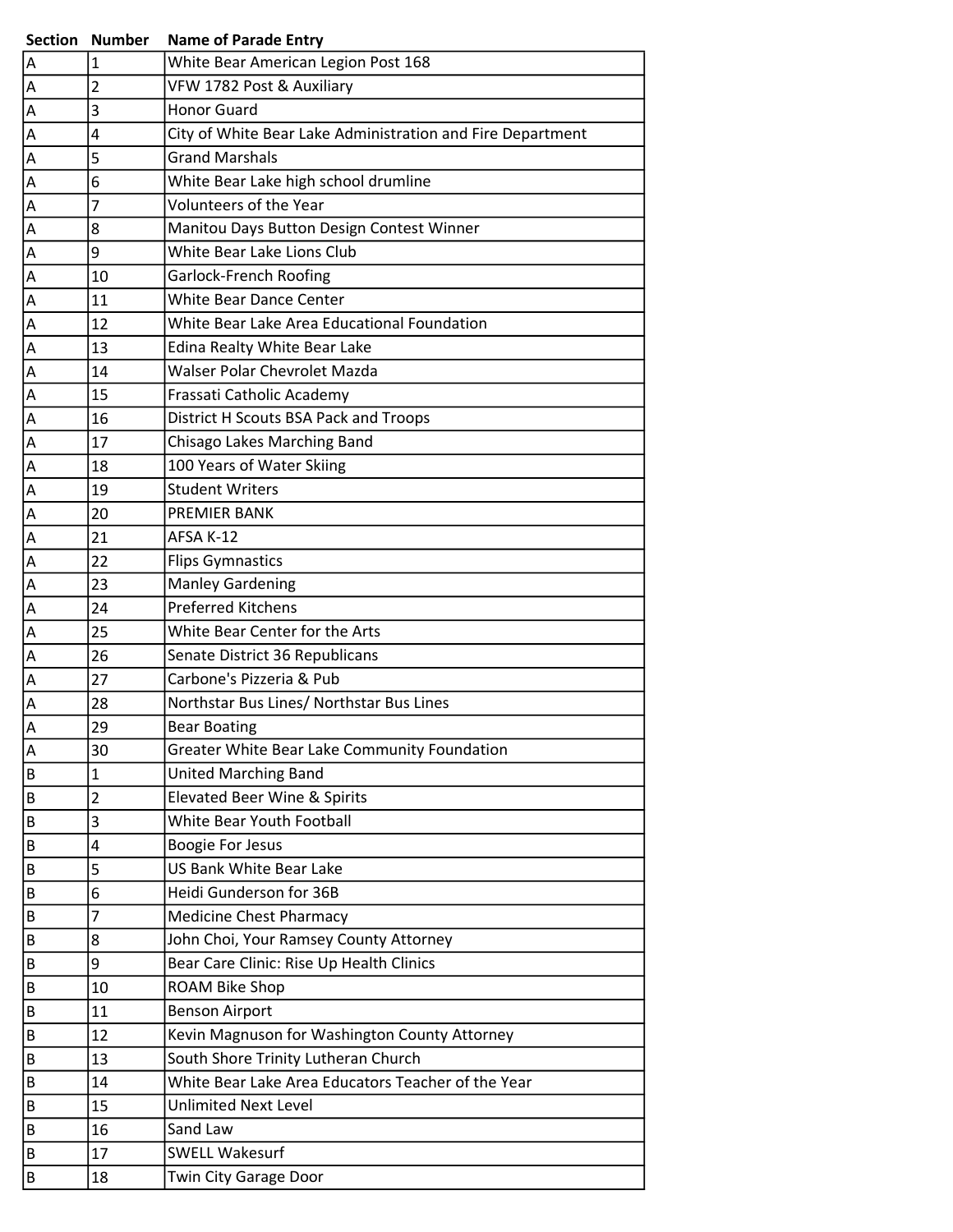| Section | Number | Name of Parade Entry |
|---|---|---|
| A | 1 | White Bear American Legion Post 168 |
| A | 2 | VFW 1782 Post & Auxiliary |
| A | 3 | Honor Guard |
| A | 4 | City of White Bear Lake Administration and Fire Department |
| A | 5 | Grand Marshals |
| A | 6 | White Bear Lake high school drumline |
| A | 7 | Volunteers of the Year |
| A | 8 | Manitou Days Button Design Contest Winner |
| A | 9 | White Bear Lake Lions Club |
| A | 10 | Garlock-French Roofing |
| A | 11 | White Bear Dance Center |
| A | 12 | White Bear Lake Area Educational Foundation |
| A | 13 | Edina Realty White Bear Lake |
| A | 14 | Walser Polar Chevrolet Mazda |
| A | 15 | Frassati Catholic Academy |
| A | 16 | District H Scouts BSA Pack and Troops |
| A | 17 | Chisago Lakes Marching Band |
| A | 18 | 100 Years of Water Skiing |
| A | 19 | Student Writers |
| A | 20 | PREMIER BANK |
| A | 21 | AFSA K-12 |
| A | 22 | Flips Gymnastics |
| A | 23 | Manley Gardening |
| A | 24 | Preferred Kitchens |
| A | 25 | White Bear Center for the Arts |
| A | 26 | Senate District 36 Republicans |
| A | 27 | Carbone's Pizzeria & Pub |
| A | 28 | Northstar Bus Lines/ Northstar Bus Lines |
| A | 29 | Bear Boating |
| A | 30 | Greater White Bear Lake Community Foundation |
| B | 1 | United Marching Band |
| B | 2 | Elevated Beer Wine & Spirits |
| B | 3 | White Bear Youth Football |
| B | 4 | Boogie For Jesus |
| B | 5 | US Bank White Bear Lake |
| B | 6 | Heidi Gunderson for 36B |
| B | 7 | Medicine Chest Pharmacy |
| B | 8 | John Choi, Your Ramsey County Attorney |
| B | 9 | Bear Care Clinic: Rise Up Health Clinics |
| B | 10 | ROAM Bike Shop |
| B | 11 | Benson Airport |
| B | 12 | Kevin Magnuson for Washington County Attorney |
| B | 13 | South Shore Trinity Lutheran Church |
| B | 14 | White Bear Lake Area Educators Teacher of the Year |
| B | 15 | Unlimited Next Level |
| B | 16 | Sand Law |
| B | 17 | SWELL Wakesurf |
| B | 18 | Twin City Garage Door |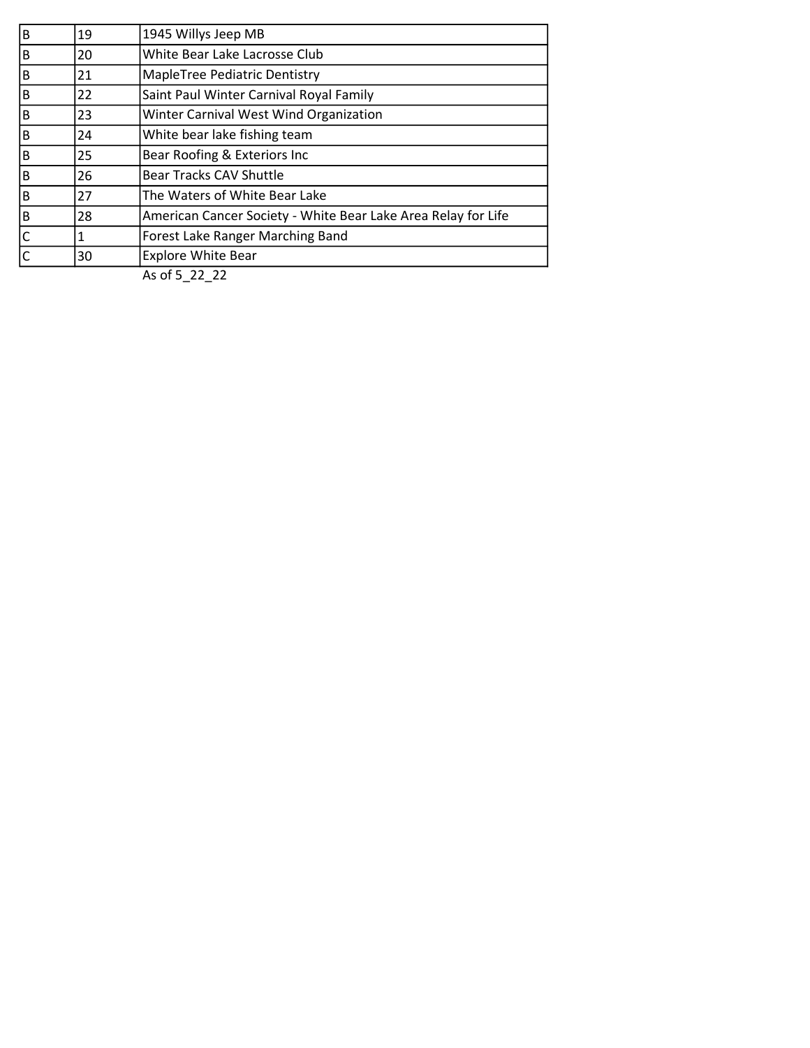| | | |
|---|---|---|
| B | 19 | 1945 Willys Jeep MB |
| B | 20 | White Bear Lake Lacrosse Club |
| B | 21 | MapleTree Pediatric Dentistry |
| B | 22 | Saint Paul Winter Carnival Royal Family |
| B | 23 | Winter Carnival West Wind Organization |
| B | 24 | White bear lake fishing team |
| B | 25 | Bear Roofing & Exteriors Inc |
| B | 26 | Bear Tracks CAV Shuttle |
| B | 27 | The Waters of White Bear Lake |
| B | 28 | American Cancer Society - White Bear Lake Area Relay for Life |
| C | 1 | Forest Lake Ranger Marching Band |
| C | 30 | Explore White Bear |

As of 5_22_22